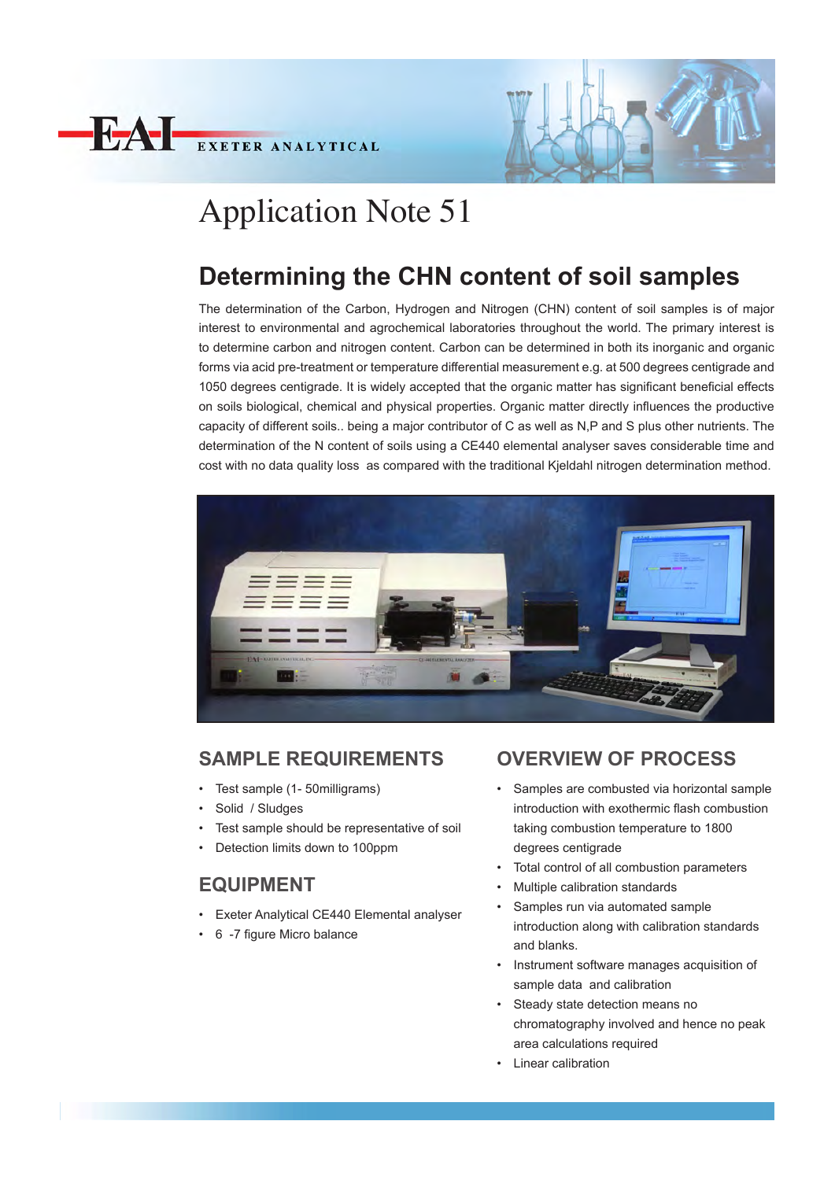EAI EXETER ANALYTICAL

# Application Note 51

## Determining the CHN content of soil samples

The determination of the Carbon, Hydrogen and Nitrogen (CHN) content of soil samples is of major interest to environmental and agrochemical laboratories throughout the world. The primary interest is to determine carbon and nitrogen content. Carbon can be determined in both its inorganic and organic forms via acid pre-treatment or temperature differential measurement e.g. at 500 degrees centigrade and 1050 degrees centigrade. It is widely accepted that the organic matter has significant beneficial effects on soils biological, chemical and physical properties. Organic matter directly influences the productive capacity of different soils.. being a major contributor of C as well as N,P and S plus other nutrients. The determination of the N content of soils using a CE440 elemental analyser saves considerable time and cost with no data quality loss as compared with the traditional Kjeldahl nitrogen determination method.

### SAMPLE REQUIREMENTS

- Test sample (1- 50milligrams)
- Solid / Sludges
- Test sample should be representative of soil
- Detection limits down to 100ppm

### EQUIPMENT

- Exeter Analytical CE440 Elemental analyser
- 6 -7 figure Micro balance

### OVERVIEW OF PROCESS

- Samples are combusted via horizontal sample introduction with exothermic flash combustion taking combustion temperature to 1800 degrees centigrade
- Total control of all combustion parameters
- Multiple calibration standards
- Samples run via automated sample introduction along with calibration standards and blanks.
- Instrument software manages acquisition of sample data and calibration
- Steady state detection means no chromatography involved and hence no peak area calculations required
- Linear calibration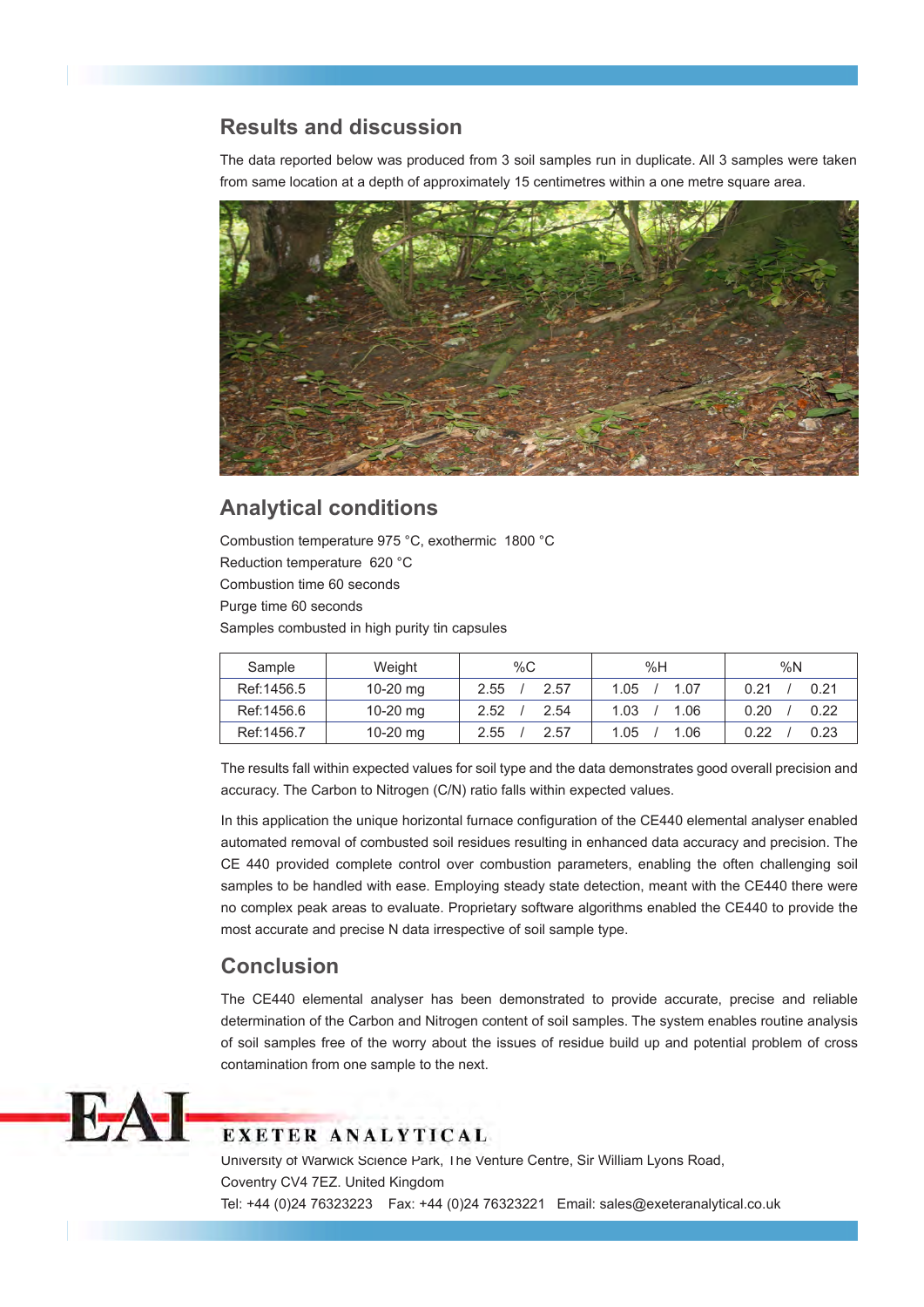## Results and discussion

The data reported below was produced from 3 soil samples run in duplicate. All 3 samples were taken from same location at a depth of approximately 15 centimetres within a one metre square area.

## Analytical conditions

Combustion temperature 975 °C, exothermic 1800 °C

Reduction temperature 620 °C

Combustion time 60 seconds

Purge time 60 seconds

Samples combusted in high purity tin capsules

| Sample | Weight | %C | %H | %N |
|---|---|---|---|---|
| Ref:1456.5 | 10-20 mg | 2.55 / 2.57 | 1.05 / 1.07 | 0.21 / 0.21 |
| Ref:1456.6 | 10-20 mg | 2.52 / 2.54 | 1.03 / 1.06 | 0.20 / 0.22 |
| Ref:1456.7 | 10-20 mg | 2.55 / 2.57 | 1.05 / 1.06 | 0.22 / 0.23 |

The results fall within expected values for soil type and the data demonstrates good overall precision and accuracy. The Carbon to Nitrogen (C/N) ratio falls within expected values.

In this application the unique horizontal furnace configuration of the CE440 elemental analyser enabled automated removal of combusted soil residues resulting in enhanced data accuracy and precision. The CE 440 provided complete control over combustion parameters, enabling the often challenging soil samples to be handled with ease. Employing steady state detection, meant with the CE440 there were no complex peak areas to evaluate. Proprietary software algorithms enabled the CE440 to provide the most accurate and precise N data irrespective of soil sample type.

## Conclusion

The CE440 elemental analyser has been demonstrated to provide accurate, precise and reliable determination of the Carbon and Nitrogen content of soil samples. The system enables routine analysis of soil samples free of the worry about the issues of residue build up and potential problem of cross contamination from one sample to the next.

EAI EXETER ANALYTICAL

University of Warwick Science Park, The Venture Centre, Sir William Lyons Road,
Coventry CV4 7EZ. United Kingdom
Tel: +44 (0)24 76323223 Fax: +44 (0)24 76323221 Email: sales@exeteranalytical.co.uk